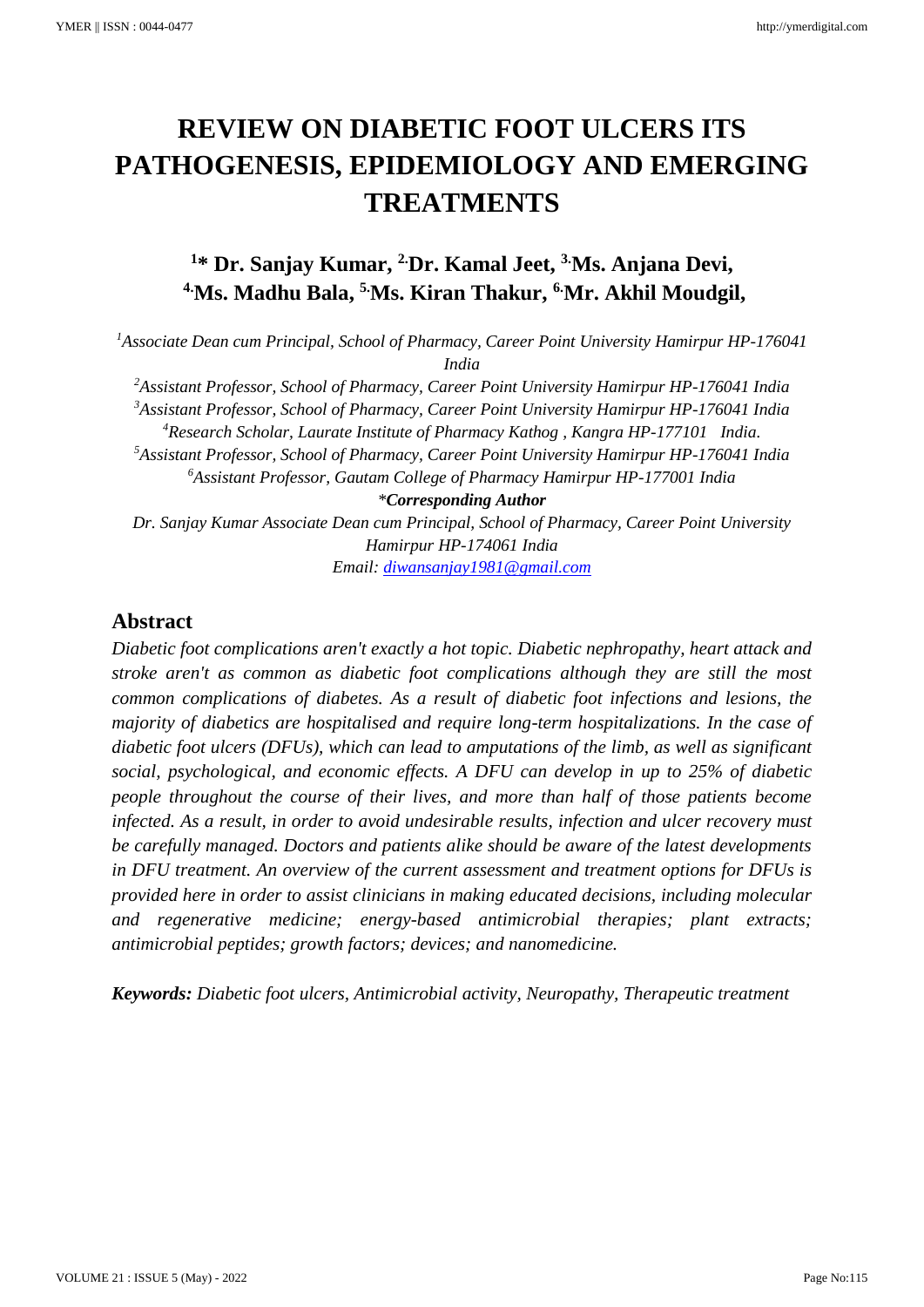# REVIEW ON DIABETIC FOOT ULCERS ITS PATHOGENESIS, EPIDEMIOLOGY AND EMERGING TREATMENTS

## [1]* Dr. Sanjay Kumar, [2]Dr. Kamal Jeet, [3]Ms. Anjana Devi, [4]Ms. Madhu Bala, [5]Ms. Kiran Thakur, [6]Mr. Akhil Moudgil,

[1]*Associate Dean cum Principal, School of Pharmacy, Career Point University Hamirpur HP-176041 India*

[2]*Assistant Professor, School of Pharmacy, Career Point University Hamirpur HP-176041 India*

[3]*Assistant Professor, School of Pharmacy, Career Point University Hamirpur HP-176041 India*

[4]*Research Scholar, Laurate Institute of Pharmacy Kathog , Kangra HP-177101 India.*

[5]*Assistant Professor, School of Pharmacy, Career Point University Hamirpur HP-176041 India*

[6]*Assistant Professor, Gautam College of Pharmacy Hamirpur HP-177001 India*

**Corresponding Author*

*Dr. Sanjay Kumar Associate Dean cum Principal, School of Pharmacy, Career Point University Hamirpur HP-174061 India*

*Email: diwansanjay1981@gmail.com*

## Abstract

*Diabetic foot complications aren't exactly a hot topic. Diabetic nephropathy, heart attack and stroke aren't as common as diabetic foot complications although they are still the most common complications of diabetes. As a result of diabetic foot infections and lesions, the majority of diabetics are hospitalised and require long-term hospitalizations. In the case of diabetic foot ulcers (DFUs), which can lead to amputations of the limb, as well as significant social, psychological, and economic effects. A DFU can develop in up to 25% of diabetic people throughout the course of their lives, and more than half of those patients become infected. As a result, in order to avoid undesirable results, infection and ulcer recovery must be carefully managed. Doctors and patients alike should be aware of the latest developments in DFU treatment. An overview of the current assessment and treatment options for DFUs is provided here in order to assist clinicians in making educated decisions, including molecular and regenerative medicine; energy-based antimicrobial therapies; plant extracts; antimicrobial peptides; growth factors; devices; and nanomedicine.*

***Keywords:*** *Diabetic foot ulcers, Antimicrobial activity, Neuropathy, Therapeutic treatment*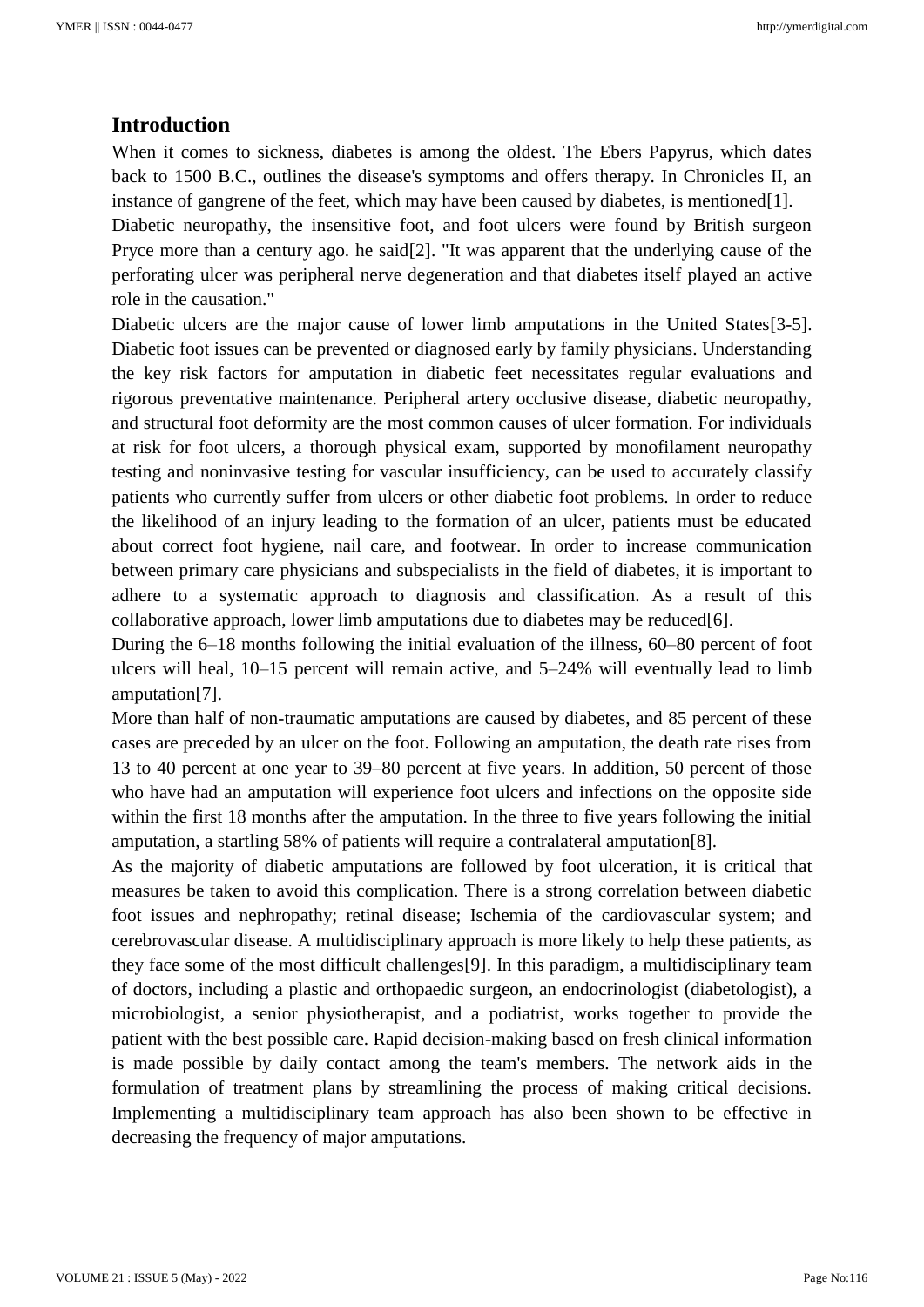## Introduction

When it comes to sickness, diabetes is among the oldest. The Ebers Papyrus, which dates back to 1500 B.C., outlines the disease's symptoms and offers therapy. In Chronicles II, an instance of gangrene of the feet, which may have been caused by diabetes, is mentioned[1].

Diabetic neuropathy, the insensitive foot, and foot ulcers were found by British surgeon Pryce more than a century ago. he said[2]. "It was apparent that the underlying cause of the perforating ulcer was peripheral nerve degeneration and that diabetes itself played an active role in the causation."

Diabetic ulcers are the major cause of lower limb amputations in the United States[3-5]. Diabetic foot issues can be prevented or diagnosed early by family physicians. Understanding the key risk factors for amputation in diabetic feet necessitates regular evaluations and rigorous preventative maintenance. Peripheral artery occlusive disease, diabetic neuropathy, and structural foot deformity are the most common causes of ulcer formation. For individuals at risk for foot ulcers, a thorough physical exam, supported by monofilament neuropathy testing and noninvasive testing for vascular insufficiency, can be used to accurately classify patients who currently suffer from ulcers or other diabetic foot problems. In order to reduce the likelihood of an injury leading to the formation of an ulcer, patients must be educated about correct foot hygiene, nail care, and footwear. In order to increase communication between primary care physicians and subspecialists in the field of diabetes, it is important to adhere to a systematic approach to diagnosis and classification. As a result of this collaborative approach, lower limb amputations due to diabetes may be reduced[6].

During the 6–18 months following the initial evaluation of the illness, 60–80 percent of foot ulcers will heal, 10–15 percent will remain active, and 5–24% will eventually lead to limb amputation[7].

More than half of non-traumatic amputations are caused by diabetes, and 85 percent of these cases are preceded by an ulcer on the foot. Following an amputation, the death rate rises from 13 to 40 percent at one year to 39–80 percent at five years. In addition, 50 percent of those who have had an amputation will experience foot ulcers and infections on the opposite side within the first 18 months after the amputation. In the three to five years following the initial amputation, a startling 58% of patients will require a contralateral amputation[8].

As the majority of diabetic amputations are followed by foot ulceration, it is critical that measures be taken to avoid this complication. There is a strong correlation between diabetic foot issues and nephropathy; retinal disease; Ischemia of the cardiovascular system; and cerebrovascular disease. A multidisciplinary approach is more likely to help these patients, as they face some of the most difficult challenges[9]. In this paradigm, a multidisciplinary team of doctors, including a plastic and orthopaedic surgeon, an endocrinologist (diabetologist), a microbiologist, a senior physiotherapist, and a podiatrist, works together to provide the patient with the best possible care. Rapid decision-making based on fresh clinical information is made possible by daily contact among the team's members. The network aids in the formulation of treatment plans by streamlining the process of making critical decisions. Implementing a multidisciplinary team approach has also been shown to be effective in decreasing the frequency of major amputations.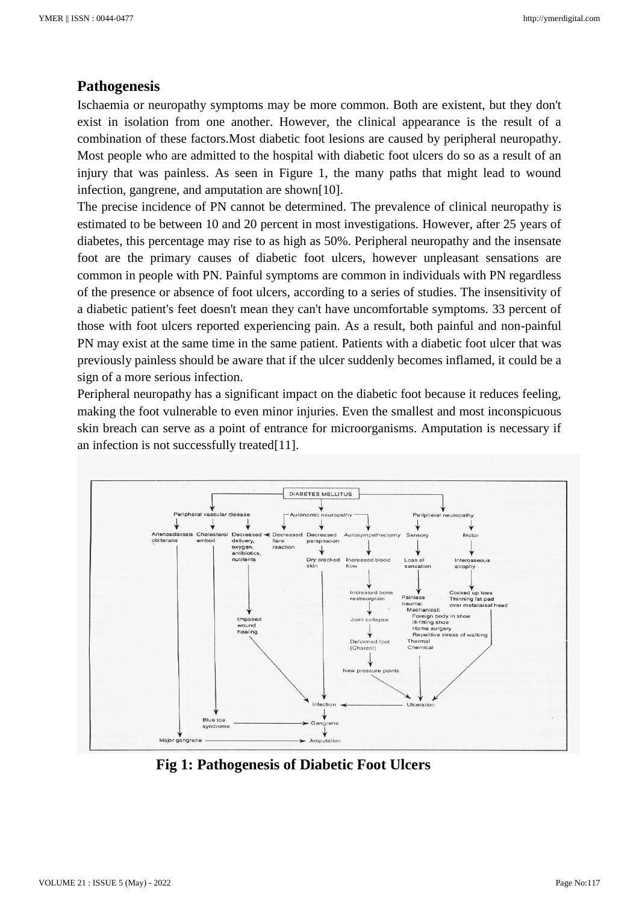## Pathogenesis

Ischaemia or neuropathy symptoms may be more common. Both are existent, but they don't exist in isolation from one another. However, the clinical appearance is the result of a combination of these factors.Most diabetic foot lesions are caused by peripheral neuropathy. Most people who are admitted to the hospital with diabetic foot ulcers do so as a result of an injury that was painless. As seen in Figure 1, the many paths that might lead to wound infection, gangrene, and amputation are shown[10].

The precise incidence of PN cannot be determined. The prevalence of clinical neuropathy is estimated to be between 10 and 20 percent in most investigations. However, after 25 years of diabetes, this percentage may rise to as high as 50%. Peripheral neuropathy and the insensate foot are the primary causes of diabetic foot ulcers, however unpleasant sensations are common in people with PN. Painful symptoms are common in individuals with PN regardless of the presence or absence of foot ulcers, according to a series of studies. The insensitivity of a diabetic patient's feet doesn't mean they can't have uncomfortable symptoms. 33 percent of those with foot ulcers reported experiencing pain. As a result, both painful and non-painful PN may exist at the same time in the same patient. Patients with a diabetic foot ulcer that was previously painless should be aware that if the ulcer suddenly becomes inflamed, it could be a sign of a more serious infection.

Peripheral neuropathy has a significant impact on the diabetic foot because it reduces feeling, making the foot vulnerable to even minor injuries. Even the smallest and most inconspicuous skin breach can serve as a point of entrance for microorganisms. Amputation is necessary if an infection is not successfully treated[11].

DIABETES MELLITUS

Peripheral vascular disease — Autonomic neuropathy — Peripheral neuropathy

Arteriosclerosis obliterans; Cholesterol emboli; Decreased delivery, oxygen, antibiotics, nutrients; Decreased flare reaction; Decreased perspiration; Autosympathectomy; Sensory; Motor

Impaired wound healing; Dry cracked skin; Increased blood flow; Loss of sensation; Interosseous atrophy

Increased bone reabsorption; Joint collapse; Deformed foot (Charcot); New pressure points

Painless trauma: Mechanical: Foreign body in shoe, Ill-fitting shoe, Home surgery, Repetitive stress of walking; Thermal; Chemical

Cocked up toes; Thinning fat pad over metatarsal head

Ulceration → Infection → Gangrene → Amputation

Blue toe syndrome → Gangrene

Major gangrene → Amputation

**Fig 1: Pathogenesis of Diabetic Foot Ulcers**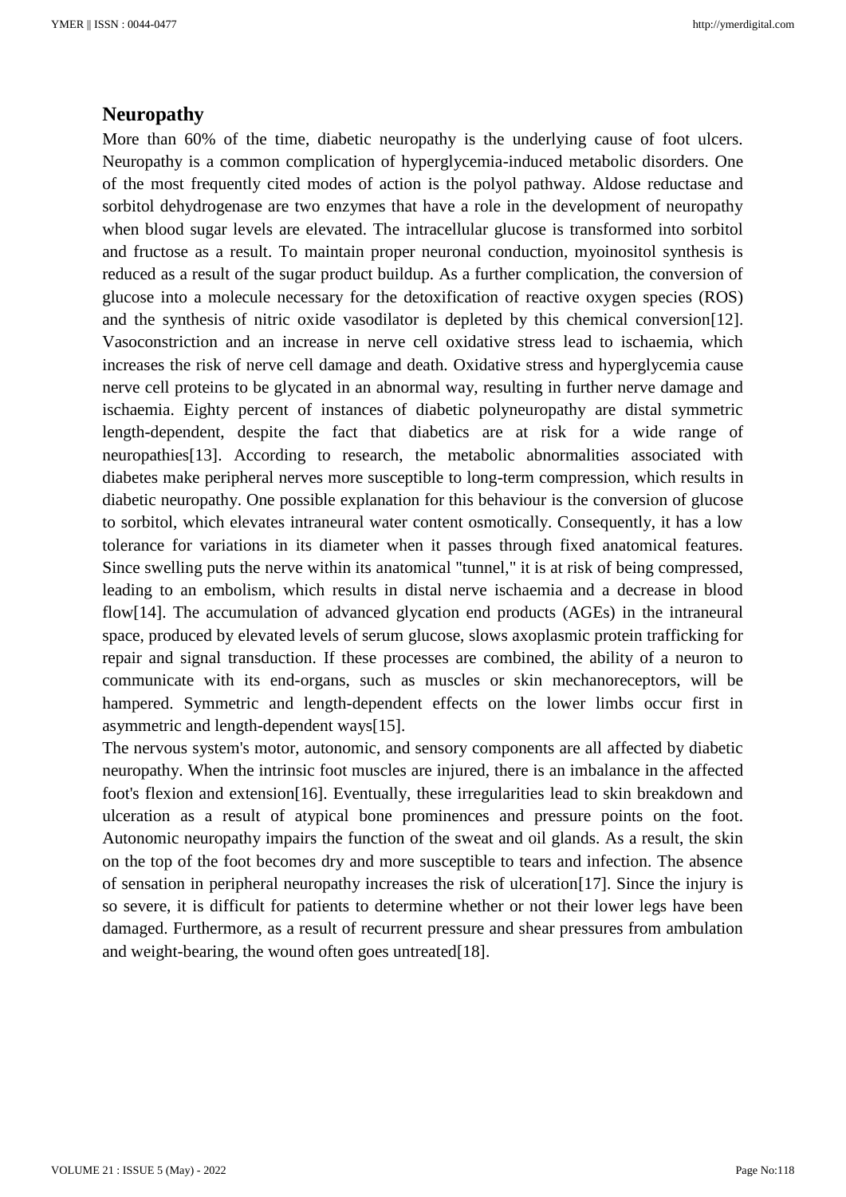## Neuropathy

More than 60% of the time, diabetic neuropathy is the underlying cause of foot ulcers. Neuropathy is a common complication of hyperglycemia-induced metabolic disorders. One of the most frequently cited modes of action is the polyol pathway. Aldose reductase and sorbitol dehydrogenase are two enzymes that have a role in the development of neuropathy when blood sugar levels are elevated. The intracellular glucose is transformed into sorbitol and fructose as a result. To maintain proper neuronal conduction, myoinositol synthesis is reduced as a result of the sugar product buildup. As a further complication, the conversion of glucose into a molecule necessary for the detoxification of reactive oxygen species (ROS) and the synthesis of nitric oxide vasodilator is depleted by this chemical conversion[12]. Vasoconstriction and an increase in nerve cell oxidative stress lead to ischaemia, which increases the risk of nerve cell damage and death. Oxidative stress and hyperglycemia cause nerve cell proteins to be glycated in an abnormal way, resulting in further nerve damage and ischaemia. Eighty percent of instances of diabetic polyneuropathy are distal symmetric length-dependent, despite the fact that diabetics are at risk for a wide range of neuropathies[13]. According to research, the metabolic abnormalities associated with diabetes make peripheral nerves more susceptible to long-term compression, which results in diabetic neuropathy. One possible explanation for this behaviour is the conversion of glucose to sorbitol, which elevates intraneural water content osmotically. Consequently, it has a low tolerance for variations in its diameter when it passes through fixed anatomical features. Since swelling puts the nerve within its anatomical "tunnel," it is at risk of being compressed, leading to an embolism, which results in distal nerve ischaemia and a decrease in blood flow[14]. The accumulation of advanced glycation end products (AGEs) in the intraneural space, produced by elevated levels of serum glucose, slows axoplasmic protein trafficking for repair and signal transduction. If these processes are combined, the ability of a neuron to communicate with its end-organs, such as muscles or skin mechanoreceptors, will be hampered. Symmetric and length-dependent effects on the lower limbs occur first in asymmetric and length-dependent ways[15].

The nervous system's motor, autonomic, and sensory components are all affected by diabetic neuropathy. When the intrinsic foot muscles are injured, there is an imbalance in the affected foot's flexion and extension[16]. Eventually, these irregularities lead to skin breakdown and ulceration as a result of atypical bone prominences and pressure points on the foot. Autonomic neuropathy impairs the function of the sweat and oil glands. As a result, the skin on the top of the foot becomes dry and more susceptible to tears and infection. The absence of sensation in peripheral neuropathy increases the risk of ulceration[17]. Since the injury is so severe, it is difficult for patients to determine whether or not their lower legs have been damaged. Furthermore, as a result of recurrent pressure and shear pressures from ambulation and weight-bearing, the wound often goes untreated[18].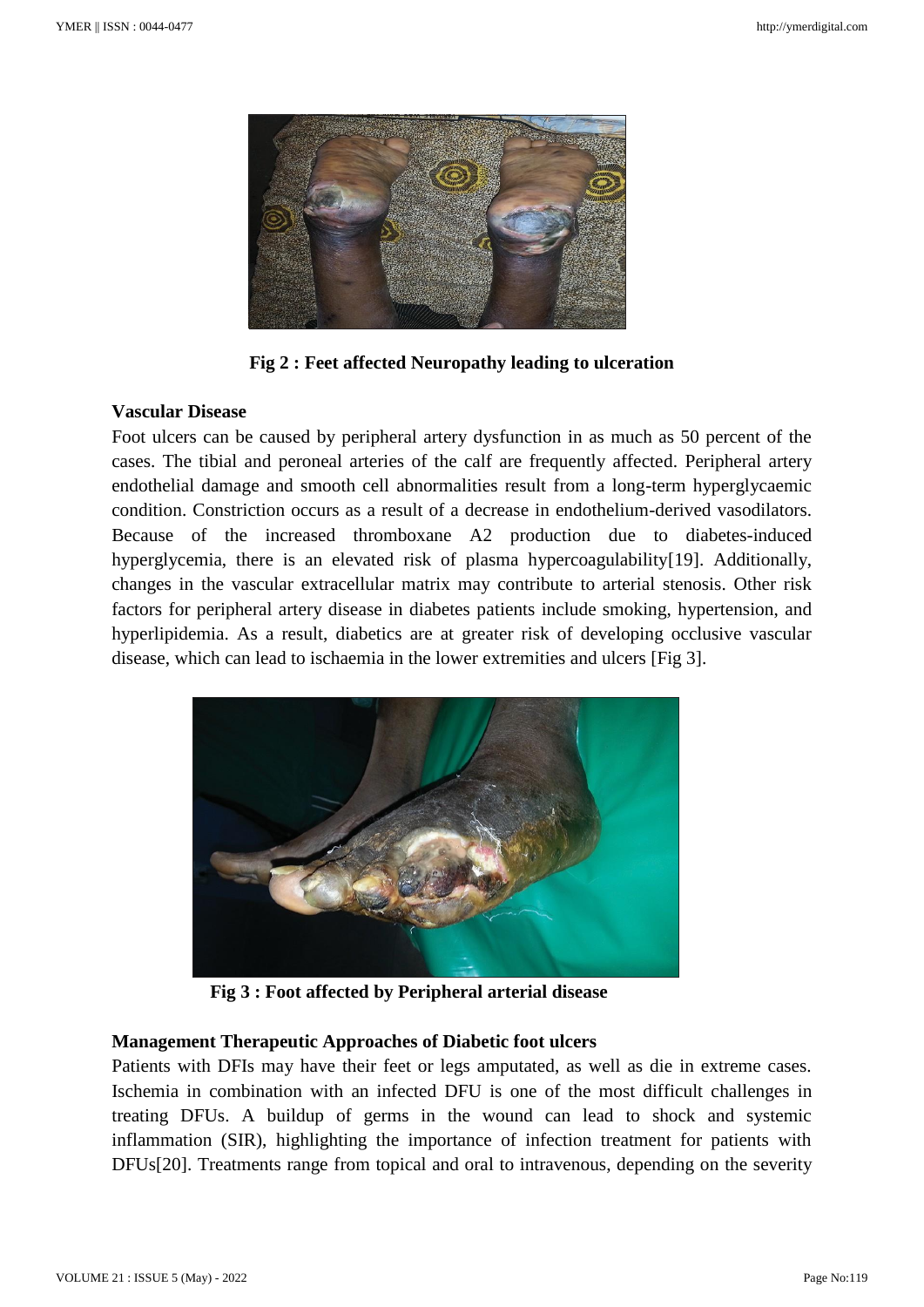**Fig 2 : Feet affected Neuropathy leading to ulceration**

**Vascular Disease**

Foot ulcers can be caused by peripheral artery dysfunction in as much as 50 percent of the cases. The tibial and peroneal arteries of the calf are frequently affected. Peripheral artery endothelial damage and smooth cell abnormalities result from a long-term hyperglycaemic condition. Constriction occurs as a result of a decrease in endothelium-derived vasodilators. Because of the increased thromboxane A2 production due to diabetes-induced hyperglycemia, there is an elevated risk of plasma hypercoagulability[19]. Additionally, changes in the vascular extracellular matrix may contribute to arterial stenosis. Other risk factors for peripheral artery disease in diabetes patients include smoking, hypertension, and hyperlipidemia. As a result, diabetics are at greater risk of developing occlusive vascular disease, which can lead to ischaemia in the lower extremities and ulcers [Fig 3].

**Fig 3 : Foot affected by Peripheral arterial disease**

**Management Therapeutic Approaches of Diabetic foot ulcers**

Patients with DFIs may have their feet or legs amputated, as well as die in extreme cases. Ischemia in combination with an infected DFU is one of the most difficult challenges in treating DFUs. A buildup of germs in the wound can lead to shock and systemic inflammation (SIR), highlighting the importance of infection treatment for patients with DFUs[20]. Treatments range from topical and oral to intravenous, depending on the severity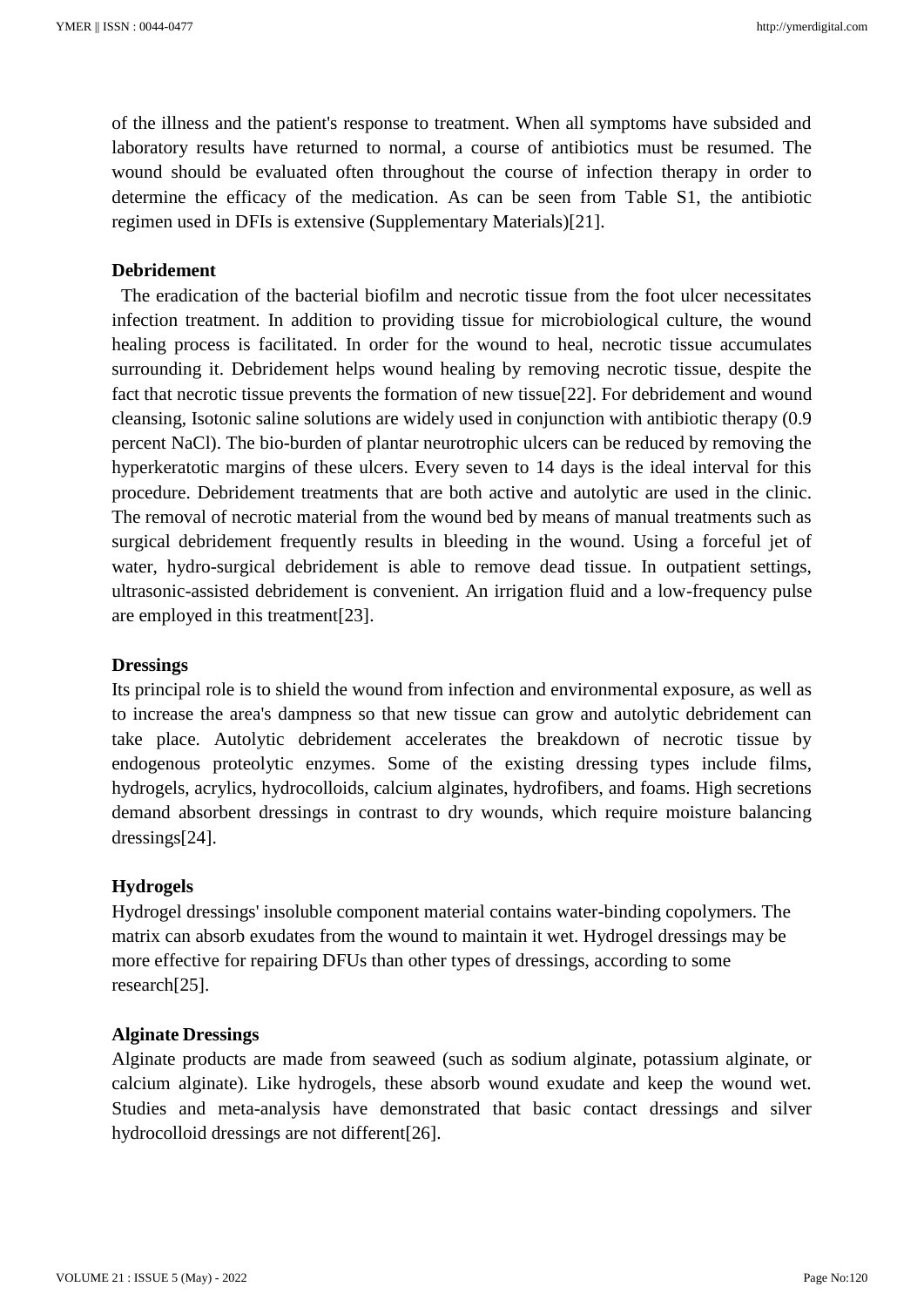of the illness and the patient's response to treatment. When all symptoms have subsided and laboratory results have returned to normal, a course of antibiotics must be resumed. The wound should be evaluated often throughout the course of infection therapy in order to determine the efficacy of the medication. As can be seen from Table S1, the antibiotic regimen used in DFIs is extensive (Supplementary Materials)[21].

**Debridement**

The eradication of the bacterial biofilm and necrotic tissue from the foot ulcer necessitates infection treatment. In addition to providing tissue for microbiological culture, the wound healing process is facilitated. In order for the wound to heal, necrotic tissue accumulates surrounding it. Debridement helps wound healing by removing necrotic tissue, despite the fact that necrotic tissue prevents the formation of new tissue[22]. For debridement and wound cleansing, Isotonic saline solutions are widely used in conjunction with antibiotic therapy (0.9 percent NaCl). The bio-burden of plantar neurotrophic ulcers can be reduced by removing the hyperkeratotic margins of these ulcers. Every seven to 14 days is the ideal interval for this procedure. Debridement treatments that are both active and autolytic are used in the clinic. The removal of necrotic material from the wound bed by means of manual treatments such as surgical debridement frequently results in bleeding in the wound. Using a forceful jet of water, hydro-surgical debridement is able to remove dead tissue. In outpatient settings, ultrasonic-assisted debridement is convenient. An irrigation fluid and a low-frequency pulse are employed in this treatment[23].

**Dressings**

Its principal role is to shield the wound from infection and environmental exposure, as well as to increase the area's dampness so that new tissue can grow and autolytic debridement can take place. Autolytic debridement accelerates the breakdown of necrotic tissue by endogenous proteolytic enzymes. Some of the existing dressing types include films, hydrogels, acrylics, hydrocolloids, calcium alginates, hydrofibers, and foams. High secretions demand absorbent dressings in contrast to dry wounds, which require moisture balancing dressings[24].

**Hydrogels**

Hydrogel dressings' insoluble component material contains water-binding copolymers. The matrix can absorb exudates from the wound to maintain it wet. Hydrogel dressings may be more effective for repairing DFUs than other types of dressings, according to some research[25].

**Alginate Dressings**

Alginate products are made from seaweed (such as sodium alginate, potassium alginate, or calcium alginate). Like hydrogels, these absorb wound exudate and keep the wound wet. Studies and meta-analysis have demonstrated that basic contact dressings and silver hydrocolloid dressings are not different[26].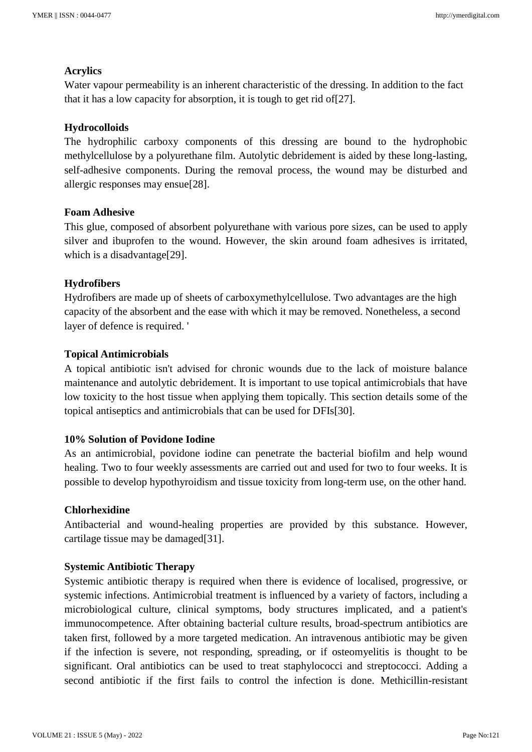**Acrylics**

Water vapour permeability is an inherent characteristic of the dressing. In addition to the fact that it has a low capacity for absorption, it is tough to get rid of[27].

**Hydrocolloids**

The hydrophilic carboxy components of this dressing are bound to the hydrophobic methylcellulose by a polyurethane film. Autolytic debridement is aided by these long-lasting, self-adhesive components. During the removal process, the wound may be disturbed and allergic responses may ensue[28].

**Foam Adhesive**

This glue, composed of absorbent polyurethane with various pore sizes, can be used to apply silver and ibuprofen to the wound. However, the skin around foam adhesives is irritated, which is a disadvantage[29].

**Hydrofibers**

Hydrofibers are made up of sheets of carboxymethylcellulose. Two advantages are the high capacity of the absorbent and the ease with which it may be removed. Nonetheless, a second layer of defence is required. '

**Topical Antimicrobials**

A topical antibiotic isn't advised for chronic wounds due to the lack of moisture balance maintenance and autolytic debridement. It is important to use topical antimicrobials that have low toxicity to the host tissue when applying them topically. This section details some of the topical antiseptics and antimicrobials that can be used for DFIs[30].

**10% Solution of Povidone Iodine**

As an antimicrobial, povidone iodine can penetrate the bacterial biofilm and help wound healing. Two to four weekly assessments are carried out and used for two to four weeks. It is possible to develop hypothyroidism and tissue toxicity from long-term use, on the other hand.

**Chlorhexidine**

Antibacterial and wound-healing properties are provided by this substance. However, cartilage tissue may be damaged[31].

**Systemic Antibiotic Therapy**

Systemic antibiotic therapy is required when there is evidence of localised, progressive, or systemic infections. Antimicrobial treatment is influenced by a variety of factors, including a microbiological culture, clinical symptoms, body structures implicated, and a patient's immunocompetence. After obtaining bacterial culture results, broad-spectrum antibiotics are taken first, followed by a more targeted medication. An intravenous antibiotic may be given if the infection is severe, not responding, spreading, or if osteomyelitis is thought to be significant. Oral antibiotics can be used to treat staphylococci and streptococci. Adding a second antibiotic if the first fails to control the infection is done. Methicillin-resistant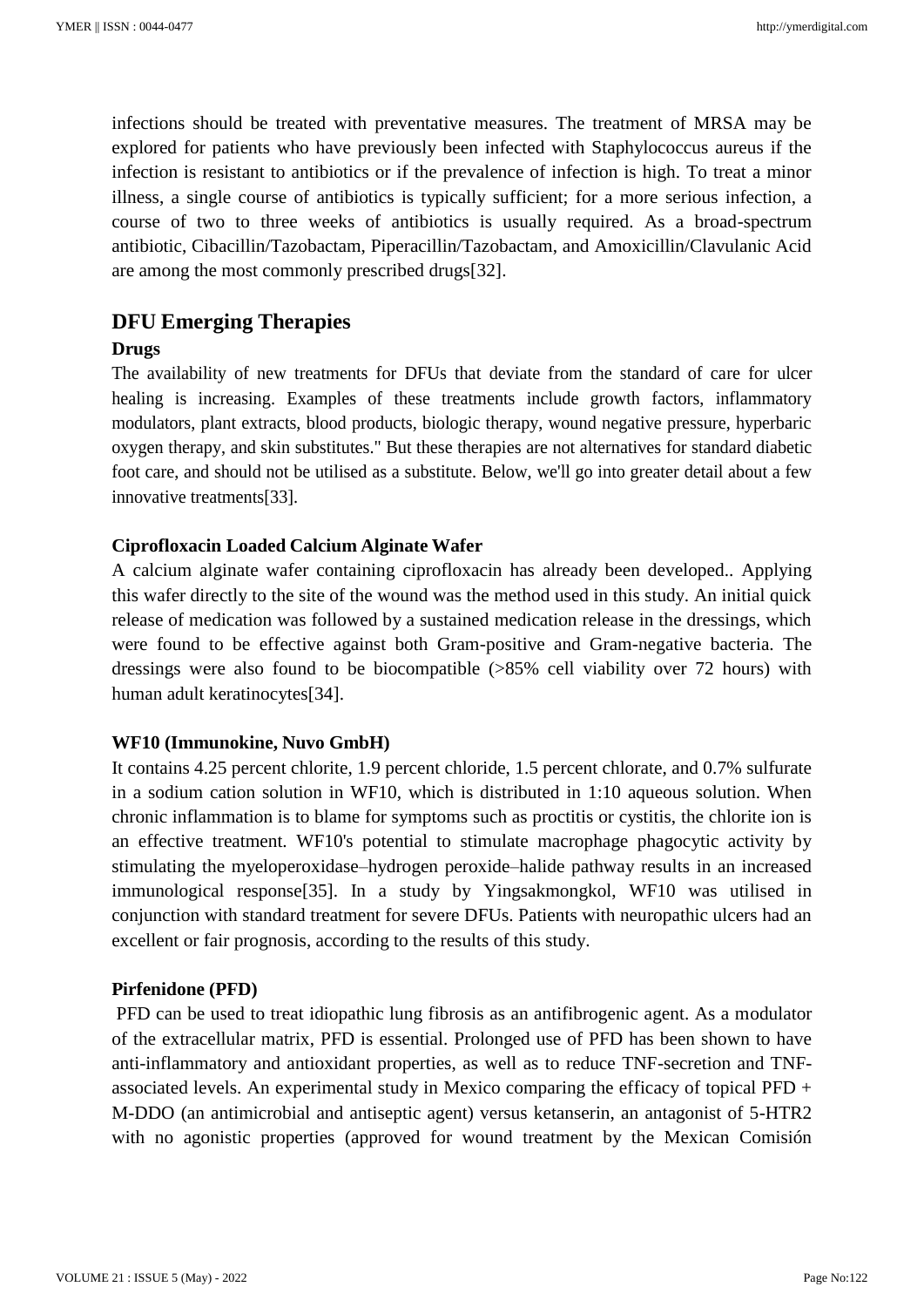infections should be treated with preventative measures. The treatment of MRSA may be explored for patients who have previously been infected with Staphylococcus aureus if the infection is resistant to antibiotics or if the prevalence of infection is high. To treat a minor illness, a single course of antibiotics is typically sufficient; for a more serious infection, a course of two to three weeks of antibiotics is usually required. As a broad-spectrum antibiotic, Cibacillin/Tazobactam, Piperacillin/Tazobactam, and Amoxicillin/Clavulanic Acid are among the most commonly prescribed drugs[32].

## DFU Emerging Therapies

### Drugs

The availability of new treatments for DFUs that deviate from the standard of care for ulcer healing is increasing. Examples of these treatments include growth factors, inflammatory modulators, plant extracts, blood products, biologic therapy, wound negative pressure, hyperbaric oxygen therapy, and skin substitutes." But these therapies are not alternatives for standard diabetic foot care, and should not be utilised as a substitute. Below, we'll go into greater detail about a few innovative treatments[33].

### Ciprofloxacin Loaded Calcium Alginate Wafer

A calcium alginate wafer containing ciprofloxacin has already been developed.. Applying this wafer directly to the site of the wound was the method used in this study. An initial quick release of medication was followed by a sustained medication release in the dressings, which were found to be effective against both Gram-positive and Gram-negative bacteria. The dressings were also found to be biocompatible (>85% cell viability over 72 hours) with human adult keratinocytes[34].

### WF10 (Immunokine, Nuvo GmbH)

It contains 4.25 percent chlorite, 1.9 percent chloride, 1.5 percent chlorate, and 0.7% sulfurate in a sodium cation solution in WF10, which is distributed in 1:10 aqueous solution. When chronic inflammation is to blame for symptoms such as proctitis or cystitis, the chlorite ion is an effective treatment. WF10's potential to stimulate macrophage phagocytic activity by stimulating the myeloperoxidase–hydrogen peroxide–halide pathway results in an increased immunological response[35]. In a study by Yingsakmongkol, WF10 was utilised in conjunction with standard treatment for severe DFUs. Patients with neuropathic ulcers had an excellent or fair prognosis, according to the results of this study.

### Pirfenidone (PFD)

PFD can be used to treat idiopathic lung fibrosis as an antifibrogenic agent. As a modulator of the extracellular matrix, PFD is essential. Prolonged use of PFD has been shown to have anti-inflammatory and antioxidant properties, as well as to reduce TNF-secretion and TNF-associated levels. An experimental study in Mexico comparing the efficacy of topical PFD + M-DDO (an antimicrobial and antiseptic agent) versus ketanserin, an antagonist of 5-HTR2 with no agonistic properties (approved for wound treatment by the Mexican Comisión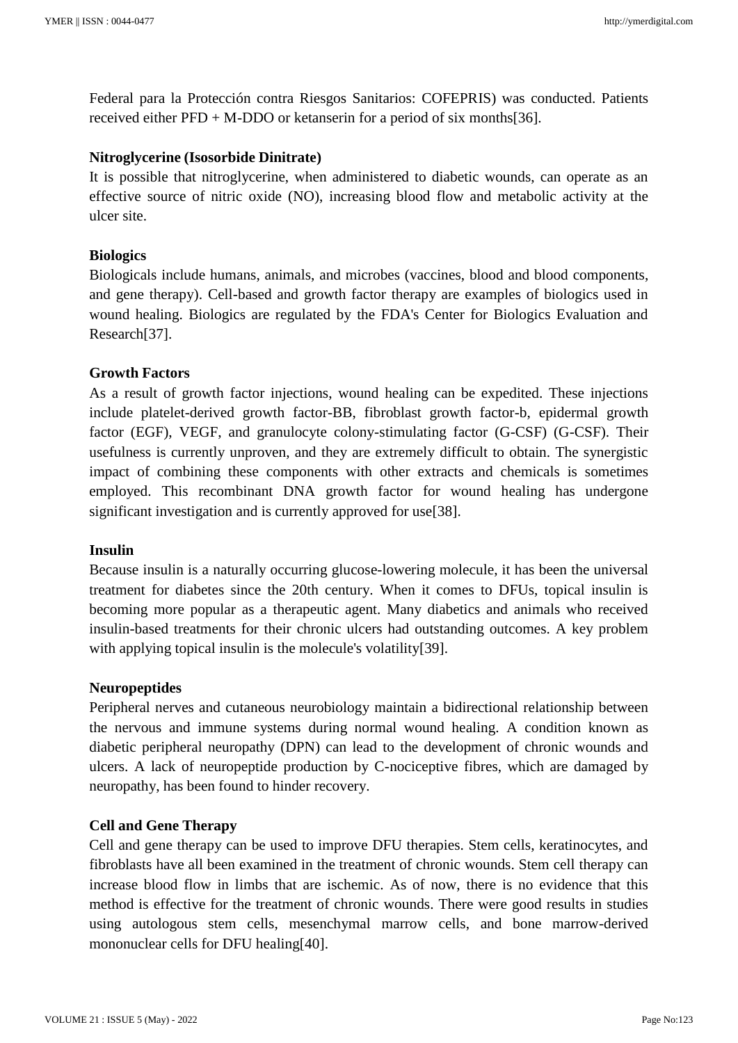Federal para la Protección contra Riesgos Sanitarios: COFEPRIS) was conducted. Patients received either PFD + M-DDO or ketanserin for a period of six months[36].

**Nitroglycerine (Isosorbide Dinitrate)**

It is possible that nitroglycerine, when administered to diabetic wounds, can operate as an effective source of nitric oxide (NO), increasing blood flow and metabolic activity at the ulcer site.

**Biologics**

Biologicals include humans, animals, and microbes (vaccines, blood and blood components, and gene therapy). Cell-based and growth factor therapy are examples of biologics used in wound healing. Biologics are regulated by the FDA's Center for Biologics Evaluation and Research[37].

**Growth Factors**

As a result of growth factor injections, wound healing can be expedited. These injections include platelet-derived growth factor-BB, fibroblast growth factor-b, epidermal growth factor (EGF), VEGF, and granulocyte colony-stimulating factor (G-CSF) (G-CSF). Their usefulness is currently unproven, and they are extremely difficult to obtain. The synergistic impact of combining these components with other extracts and chemicals is sometimes employed. This recombinant DNA growth factor for wound healing has undergone significant investigation and is currently approved for use[38].

**Insulin**

Because insulin is a naturally occurring glucose-lowering molecule, it has been the universal treatment for diabetes since the 20th century. When it comes to DFUs, topical insulin is becoming more popular as a therapeutic agent. Many diabetics and animals who received insulin-based treatments for their chronic ulcers had outstanding outcomes. A key problem with applying topical insulin is the molecule's volatility[39].

**Neuropeptides**

Peripheral nerves and cutaneous neurobiology maintain a bidirectional relationship between the nervous and immune systems during normal wound healing. A condition known as diabetic peripheral neuropathy (DPN) can lead to the development of chronic wounds and ulcers. A lack of neuropeptide production by C-nociceptive fibres, which are damaged by neuropathy, has been found to hinder recovery.

**Cell and Gene Therapy**

Cell and gene therapy can be used to improve DFU therapies. Stem cells, keratinocytes, and fibroblasts have all been examined in the treatment of chronic wounds. Stem cell therapy can increase blood flow in limbs that are ischemic. As of now, there is no evidence that this method is effective for the treatment of chronic wounds. There were good results in studies using autologous stem cells, mesenchymal marrow cells, and bone marrow-derived mononuclear cells for DFU healing[40].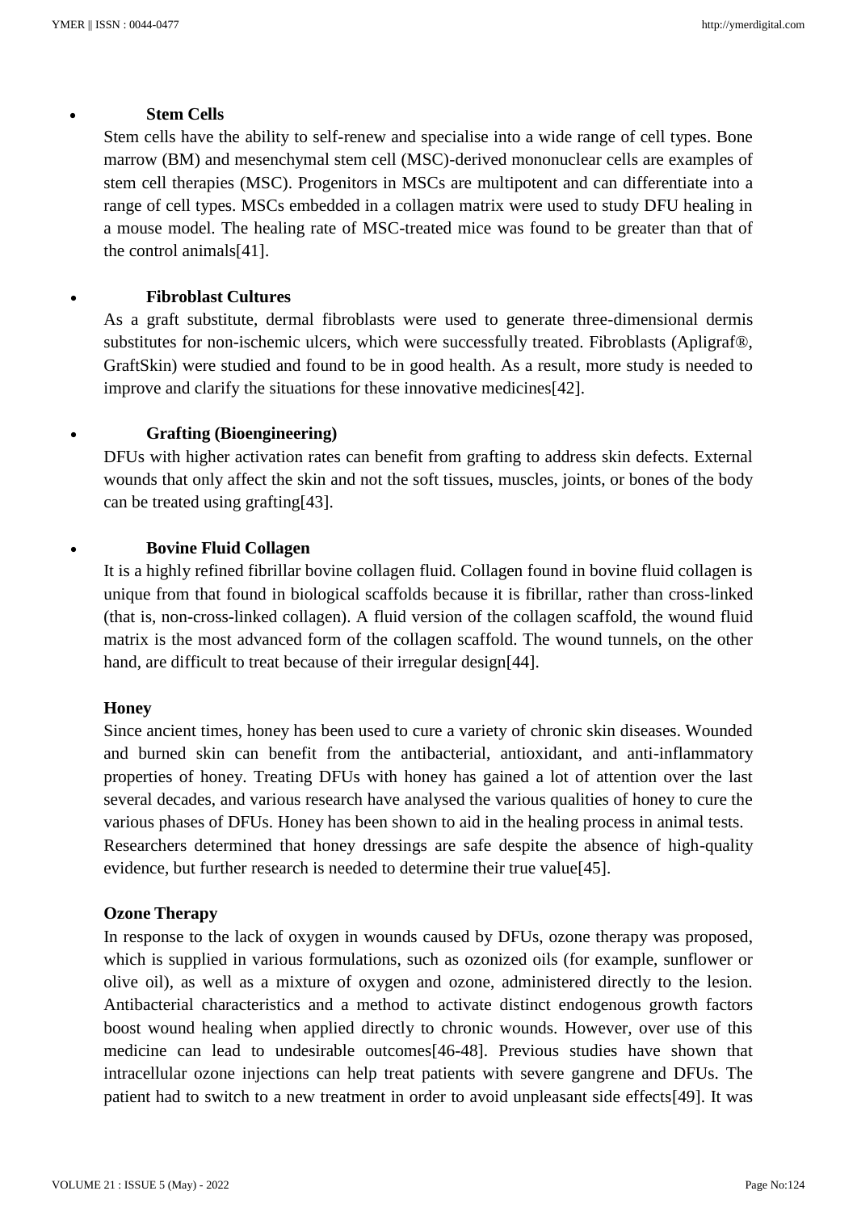- **Stem Cells**

  Stem cells have the ability to self-renew and specialise into a wide range of cell types. Bone marrow (BM) and mesenchymal stem cell (MSC)-derived mononuclear cells are examples of stem cell therapies (MSC). Progenitors in MSCs are multipotent and can differentiate into a range of cell types. MSCs embedded in a collagen matrix were used to study DFU healing in a mouse model. The healing rate of MSC-treated mice was found to be greater than that of the control animals[41].

- **Fibroblast Cultures**

  As a graft substitute, dermal fibroblasts were used to generate three-dimensional dermis substitutes for non-ischemic ulcers, which were successfully treated. Fibroblasts (Apligraf®, GraftSkin) were studied and found to be in good health. As a result, more study is needed to improve and clarify the situations for these innovative medicines[42].

- **Grafting (Bioengineering)**

  DFUs with higher activation rates can benefit from grafting to address skin defects. External wounds that only affect the skin and not the soft tissues, muscles, joints, or bones of the body can be treated using grafting[43].

- **Bovine Fluid Collagen**

  It is a highly refined fibrillar bovine collagen fluid. Collagen found in bovine fluid collagen is unique from that found in biological scaffolds because it is fibrillar, rather than cross-linked (that is, non-cross-linked collagen). A fluid version of the collagen scaffold, the wound fluid matrix is the most advanced form of the collagen scaffold. The wound tunnels, on the other hand, are difficult to treat because of their irregular design[44].

**Honey**

Since ancient times, honey has been used to cure a variety of chronic skin diseases. Wounded and burned skin can benefit from the antibacterial, antioxidant, and anti-inflammatory properties of honey. Treating DFUs with honey has gained a lot of attention over the last several decades, and various research have analysed the various qualities of honey to cure the various phases of DFUs. Honey has been shown to aid in the healing process in animal tests. Researchers determined that honey dressings are safe despite the absence of high-quality evidence, but further research is needed to determine their true value[45].

**Ozone Therapy**

In response to the lack of oxygen in wounds caused by DFUs, ozone therapy was proposed, which is supplied in various formulations, such as ozonized oils (for example, sunflower or olive oil), as well as a mixture of oxygen and ozone, administered directly to the lesion. Antibacterial characteristics and a method to activate distinct endogenous growth factors boost wound healing when applied directly to chronic wounds. However, over use of this medicine can lead to undesirable outcomes[46-48]. Previous studies have shown that intracellular ozone injections can help treat patients with severe gangrene and DFUs. The patient had to switch to a new treatment in order to avoid unpleasant side effects[49]. It was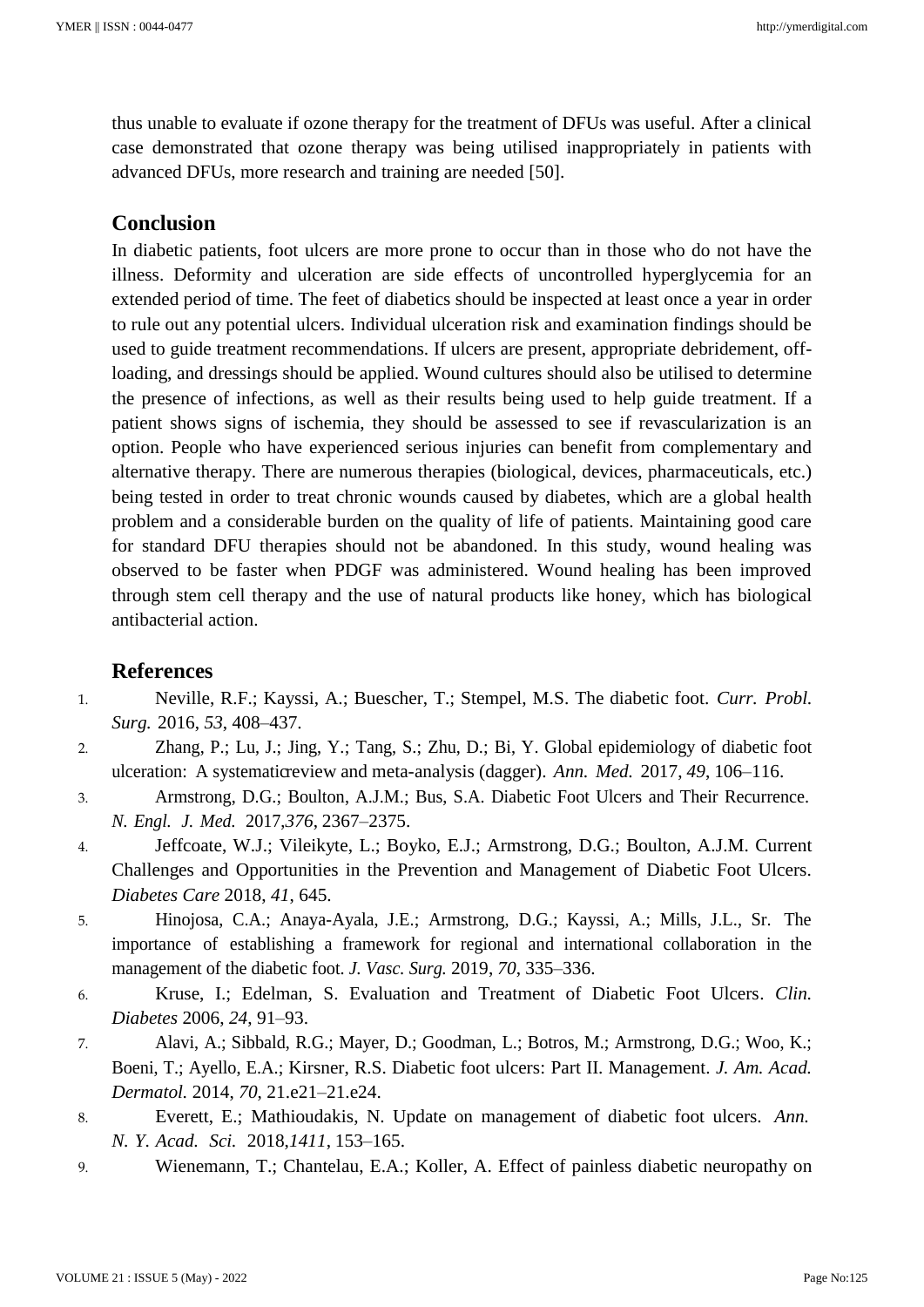thus unable to evaluate if ozone therapy for the treatment of DFUs was useful. After a clinical case demonstrated that ozone therapy was being utilised inappropriately in patients with advanced DFUs, more research and training are needed [50].

## Conclusion

In diabetic patients, foot ulcers are more prone to occur than in those who do not have the illness. Deformity and ulceration are side effects of uncontrolled hyperglycemia for an extended period of time. The feet of diabetics should be inspected at least once a year in order to rule out any potential ulcers. Individual ulceration risk and examination findings should be used to guide treatment recommendations. If ulcers are present, appropriate debridement, off-loading, and dressings should be applied. Wound cultures should also be utilised to determine the presence of infections, as well as their results being used to help guide treatment. If a patient shows signs of ischemia, they should be assessed to see if revascularization is an option. People who have experienced serious injuries can benefit from complementary and alternative therapy. There are numerous therapies (biological, devices, pharmaceuticals, etc.) being tested in order to treat chronic wounds caused by diabetes, which are a global health problem and a considerable burden on the quality of life of patients. Maintaining good care for standard DFU therapies should not be abandoned. In this study, wound healing was observed to be faster when PDGF was administered. Wound healing has been improved through stem cell therapy and the use of natural products like honey, which has biological antibacterial action.

## References

1. Neville, R.F.; Kayssi, A.; Buescher, T.; Stempel, M.S. The diabetic foot. *Curr. Probl. Surg.* 2016, *53*, 408–437.
2. Zhang, P.; Lu, J.; Jing, Y.; Tang, S.; Zhu, D.; Bi, Y. Global epidemiology of diabetic foot ulceration: A systematicreview and meta-analysis (dagger). *Ann. Med.* 2017, *49*, 106–116.
3. Armstrong, D.G.; Boulton, A.J.M.; Bus, S.A. Diabetic Foot Ulcers and Their Recurrence. *N. Engl. J. Med.* 2017,*376*, 2367–2375.
4. Jeffcoate, W.J.; Vileikyte, L.; Boyko, E.J.; Armstrong, D.G.; Boulton, A.J.M. Current Challenges and Opportunities in the Prevention and Management of Diabetic Foot Ulcers. *Diabetes Care* 2018, *41*, 645.
5. Hinojosa, C.A.; Anaya-Ayala, J.E.; Armstrong, D.G.; Kayssi, A.; Mills, J.L., Sr. The importance of establishing a framework for regional and international collaboration in the management of the diabetic foot. *J. Vasc. Surg.* 2019, *70*, 335–336.
6. Kruse, I.; Edelman, S. Evaluation and Treatment of Diabetic Foot Ulcers. *Clin. Diabetes* 2006, *24*, 91–93.
7. Alavi, A.; Sibbald, R.G.; Mayer, D.; Goodman, L.; Botros, M.; Armstrong, D.G.; Woo, K.; Boeni, T.; Ayello, E.A.; Kirsner, R.S. Diabetic foot ulcers: Part II. Management. *J. Am. Acad. Dermatol.* 2014, *70*, 21.e21–21.e24.
8. Everett, E.; Mathioudakis, N. Update on management of diabetic foot ulcers. *Ann. N. Y. Acad. Sci.* 2018,*1411*, 153–165.
9. Wienemann, T.; Chantelau, E.A.; Koller, A. Effect of painless diabetic neuropathy on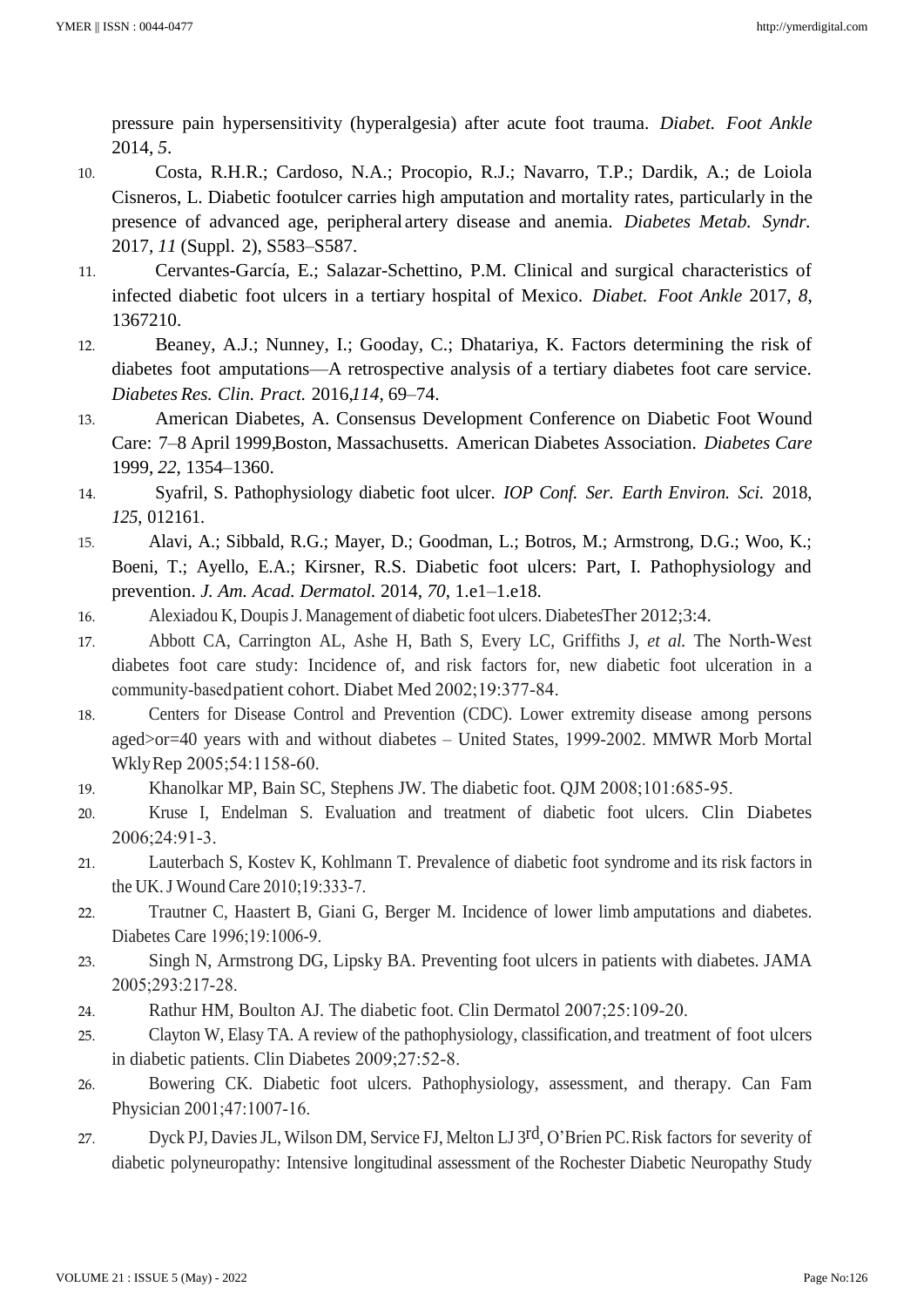pressure pain hypersensitivity (hyperalgesia) after acute foot trauma. *Diabet. Foot Ankle* 2014, *5*.

10. Costa, R.H.R.; Cardoso, N.A.; Procopio, R.J.; Navarro, T.P.; Dardik, A.; de Loiola Cisneros, L. Diabetic footulcer carries high amputation and mortality rates, particularly in the presence of advanced age, peripheral artery disease and anemia. *Diabetes Metab. Syndr.* 2017, *11* (Suppl. 2), S583–S587.
11. Cervantes-García, E.; Salazar-Schettino, P.M. Clinical and surgical characteristics of infected diabetic foot ulcers in a tertiary hospital of Mexico. *Diabet. Foot Ankle* 2017, *8*, 1367210.
12. Beaney, A.J.; Nunney, I.; Gooday, C.; Dhatariya, K. Factors determining the risk of diabetes foot amputations—A retrospective analysis of a tertiary diabetes foot care service. *Diabetes Res. Clin. Pract.* 2016,*114*, 69–74.
13. American Diabetes, A. Consensus Development Conference on Diabetic Foot Wound Care: 7–8 April 1999,Boston, Massachusetts. American Diabetes Association. *Diabetes Care* 1999, *22*, 1354–1360.
14. Syafril, S. Pathophysiology diabetic foot ulcer. *IOP Conf. Ser. Earth Environ. Sci.* 2018, *125*, 012161.
15. Alavi, A.; Sibbald, R.G.; Mayer, D.; Goodman, L.; Botros, M.; Armstrong, D.G.; Woo, K.; Boeni, T.; Ayello, E.A.; Kirsner, R.S. Diabetic foot ulcers: Part, I. Pathophysiology and prevention. *J. Am. Acad. Dermatol.* 2014, *70*, 1.e1–1.e18.
16. Alexiadou K, Doupis J. Management of diabetic foot ulcers. DiabetesTher 2012;3:4.
17. Abbott CA, Carrington AL, Ashe H, Bath S, Every LC, Griffiths J, *et al.* The North-West diabetes foot care study: Incidence of, and risk factors for, new diabetic foot ulceration in a community-basedpatient cohort. Diabet Med 2002;19:377-84.
18. Centers for Disease Control and Prevention (CDC). Lower extremity disease among persons aged>or=40 years with and without diabetes – United States, 1999-2002. MMWR Morb Mortal WklyRep 2005;54:1158-60.
19. Khanolkar MP, Bain SC, Stephens JW. The diabetic foot. QJM 2008;101:685-95.
20. Kruse I, Endelman S. Evaluation and treatment of diabetic foot ulcers. Clin Diabetes 2006;24:91-3.
21. Lauterbach S, Kostev K, Kohlmann T. Prevalence of diabetic foot syndrome and its risk factors in the UK. J Wound Care 2010;19:333-7.
22. Trautner C, Haastert B, Giani G, Berger M. Incidence of lower limb amputations and diabetes. Diabetes Care 1996;19:1006-9.
23. Singh N, Armstrong DG, Lipsky BA. Preventing foot ulcers in patients with diabetes. JAMA 2005;293:217-28.
24. Rathur HM, Boulton AJ. The diabetic foot. Clin Dermatol 2007;25:109-20.
25. Clayton W, Elasy TA. A review of the pathophysiology, classification, and treatment of foot ulcers in diabetic patients. Clin Diabetes 2009;27:52-8.
26. Bowering CK. Diabetic foot ulcers. Pathophysiology, assessment, and therapy. Can Fam Physician 2001;47:1007-16.
27. Dyck PJ, Davies JL, Wilson DM, Service FJ, Melton LJ 3rd, O'Brien PC. Risk factors for severity of diabetic polyneuropathy: Intensive longitudinal assessment of the Rochester Diabetic Neuropathy Study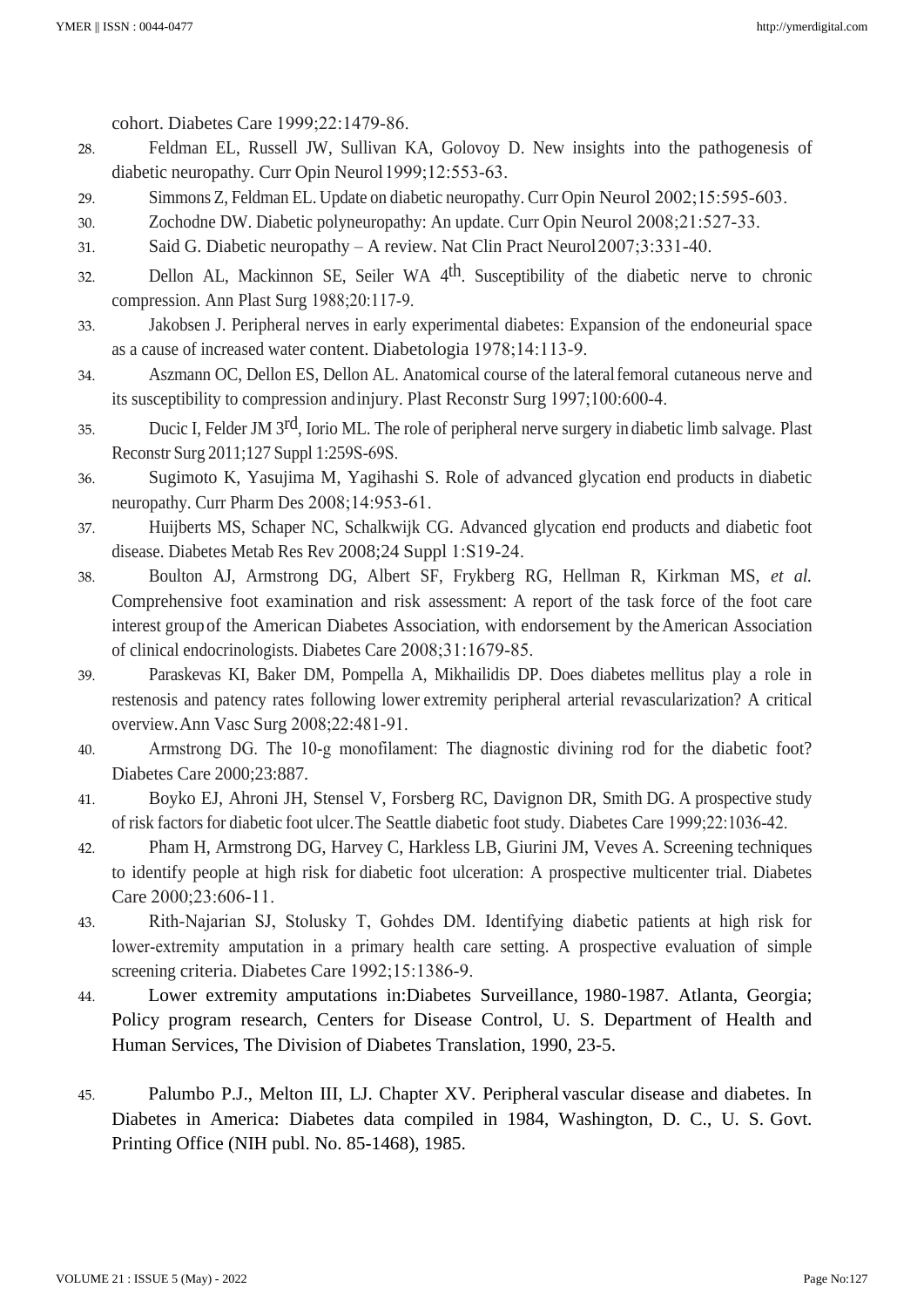cohort. Diabetes Care 1999;22:1479-86.

28. Feldman EL, Russell JW, Sullivan KA, Golovoy D. New insights into the pathogenesis of diabetic neuropathy. Curr Opin Neurol 1999;12:553-63.
29. Simmons Z, Feldman EL. Update on diabetic neuropathy. Curr Opin Neurol 2002;15:595-603.
30. Zochodne DW. Diabetic polyneuropathy: An update. Curr Opin Neurol 2008;21:527-33.
31. Said G. Diabetic neuropathy – A review. Nat Clin Pract Neurol 2007;3:331-40.
32. Dellon AL, Mackinnon SE, Seiler WA 4th. Susceptibility of the diabetic nerve to chronic compression. Ann Plast Surg 1988;20:117-9.
33. Jakobsen J. Peripheral nerves in early experimental diabetes: Expansion of the endoneurial space as a cause of increased water content. Diabetologia 1978;14:113-9.
34. Aszmann OC, Dellon ES, Dellon AL. Anatomical course of the lateral femoral cutaneous nerve and its susceptibility to compression and injury. Plast Reconstr Surg 1997;100:600-4.
35. Ducic I, Felder JM 3rd, Iorio ML. The role of peripheral nerve surgery in diabetic limb salvage. Plast Reconstr Surg 2011;127 Suppl 1:259S-69S.
36. Sugimoto K, Yasujima M, Yagihashi S. Role of advanced glycation end products in diabetic neuropathy. Curr Pharm Des 2008;14:953-61.
37. Huijberts MS, Schaper NC, Schalkwijk CG. Advanced glycation end products and diabetic foot disease. Diabetes Metab Res Rev 2008;24 Suppl 1:S19-24.
38. Boulton AJ, Armstrong DG, Albert SF, Frykberg RG, Hellman R, Kirkman MS, *et al.* Comprehensive foot examination and risk assessment: A report of the task force of the foot care interest group of the American Diabetes Association, with endorsement by the American Association of clinical endocrinologists. Diabetes Care 2008;31:1679-85.
39. Paraskevas KI, Baker DM, Pompella A, Mikhailidis DP. Does diabetes mellitus play a role in restenosis and patency rates following lower extremity peripheral arterial revascularization? A critical overview. Ann Vasc Surg 2008;22:481-91.
40. Armstrong DG. The 10-g monofilament: The diagnostic divining rod for the diabetic foot? Diabetes Care 2000;23:887.
41. Boyko EJ, Ahroni JH, Stensel V, Forsberg RC, Davignon DR, Smith DG. A prospective study of risk factors for diabetic foot ulcer. The Seattle diabetic foot study. Diabetes Care 1999;22:1036-42.
42. Pham H, Armstrong DG, Harvey C, Harkless LB, Giurini JM, Veves A. Screening techniques to identify people at high risk for diabetic foot ulceration: A prospective multicenter trial. Diabetes Care 2000;23:606-11.
43. Rith-Najarian SJ, Stolusky T, Gohdes DM. Identifying diabetic patients at high risk for lower-extremity amputation in a primary health care setting. A prospective evaluation of simple screening criteria. Diabetes Care 1992;15:1386-9.
44. Lower extremity amputations in:Diabetes Surveillance, 1980-1987. Atlanta, Georgia; Policy program research, Centers for Disease Control, U. S. Department of Health and Human Services, The Division of Diabetes Translation, 1990, 23-5.
45. Palumbo P.J., Melton III, LJ. Chapter XV. Peripheral vascular disease and diabetes. In Diabetes in America: Diabetes data compiled in 1984, Washington, D. C., U. S. Govt. Printing Office (NIH publ. No. 85-1468), 1985.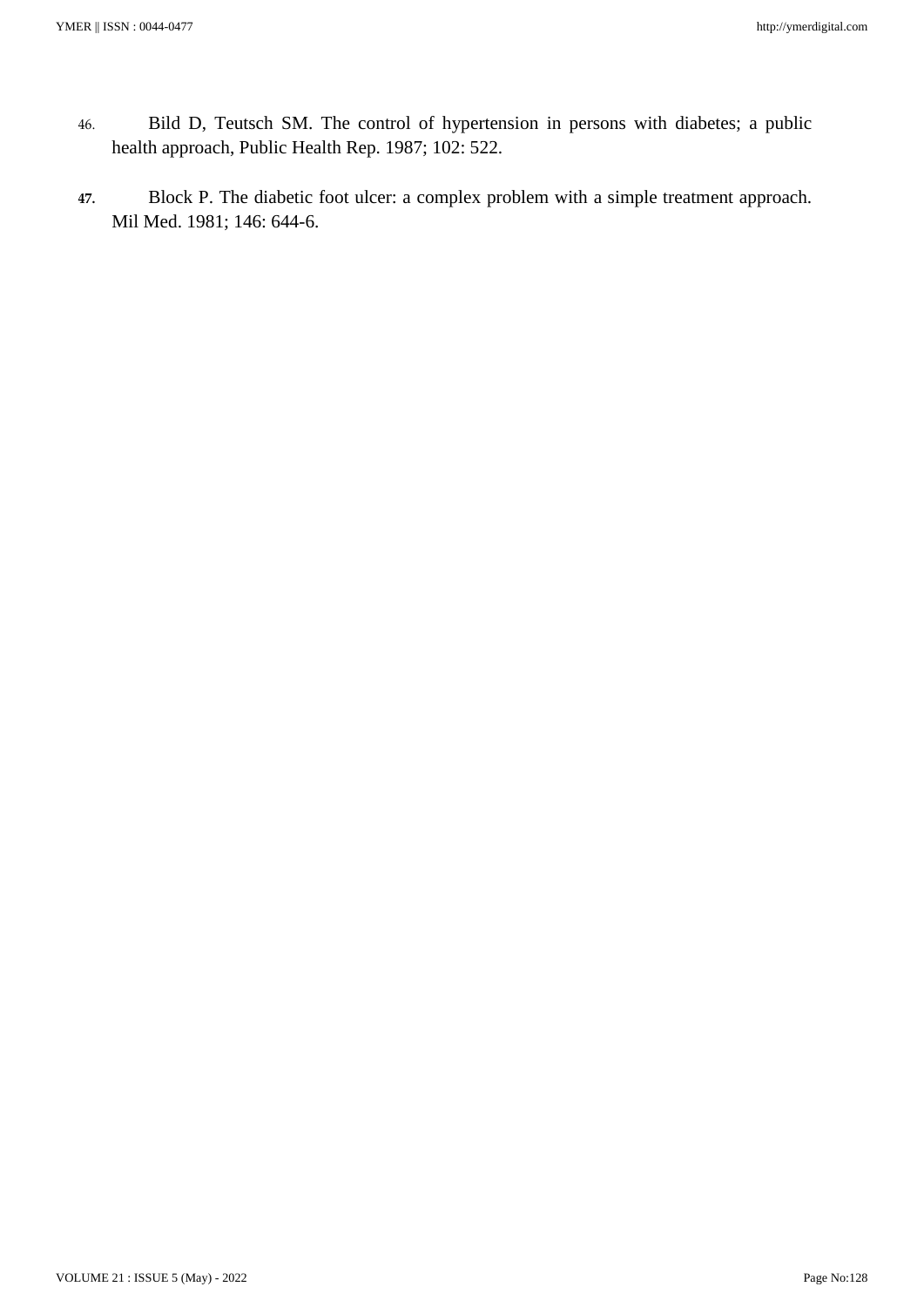46. Bild D, Teutsch SM. The control of hypertension in persons with diabetes; a public health approach, Public Health Rep. 1987; 102: 522.

47. Block P. The diabetic foot ulcer: a complex problem with a simple treatment approach. Mil Med. 1981; 146: 644-6.